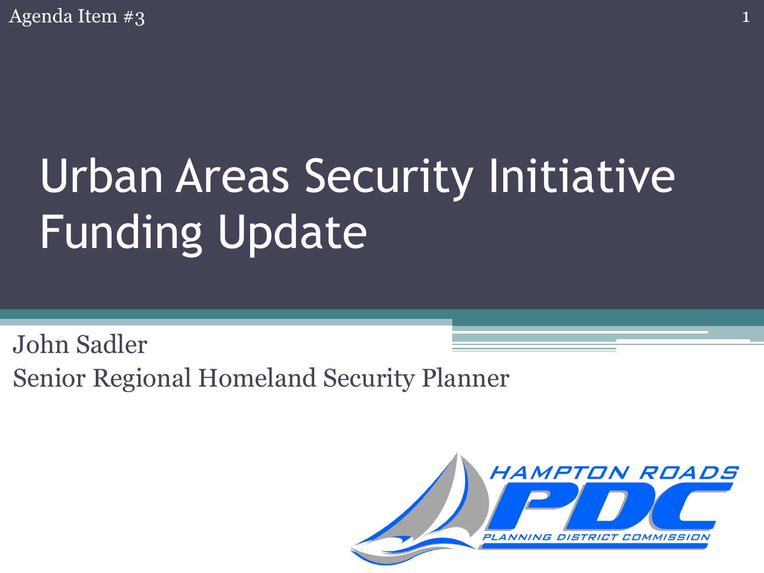Agenda Item #3

# Urban Areas Security Initiative Funding Update

John Sadler

Senior Regional Homeland Security Planner

HAMPTON ROADS PDC PLANNING DISTRICT COMMISSION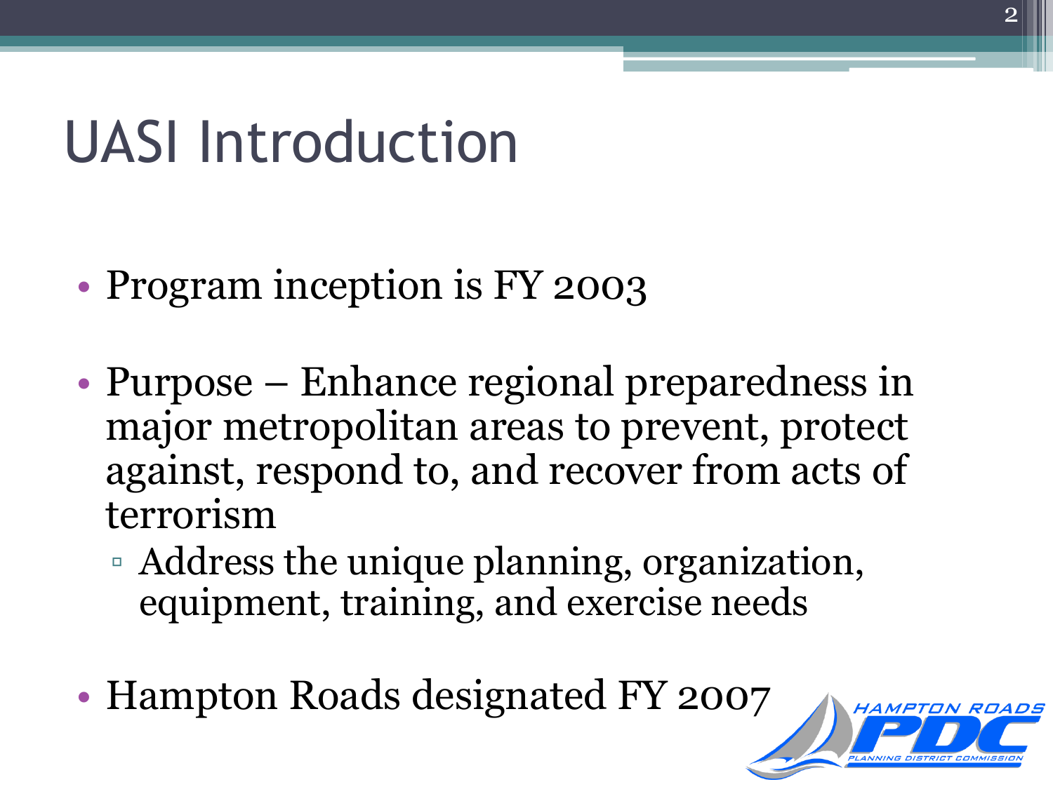# UASI Introduction

- Program inception is FY 2003
- Purpose – Enhance regional preparedness in major metropolitan areas to prevent, protect against, respond to, and recover from acts of terrorism
  - Address the unique planning, organization, equipment, training, and exercise needs
- Hampton Roads designated FY 2007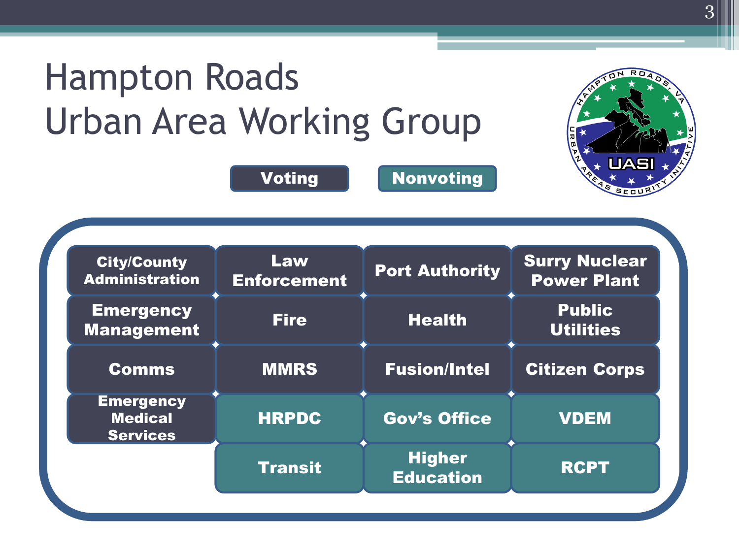# Hampton Roads Urban Area Working Group

**Voting** | **Nonvoting**

| | | | |
|---|---|---|---|
| City/County Administration | Law Enforcement | Port Authority | Surry Nuclear Power Plant |
| Emergency Management | Fire | Health | Public Utilities |
| Comms | MMRS | Fusion/Intel | Citizen Corps |
| Emergency Medical Services | HRPDC | Gov's Office | VDEM |
| | Transit | Higher Education | RCPT |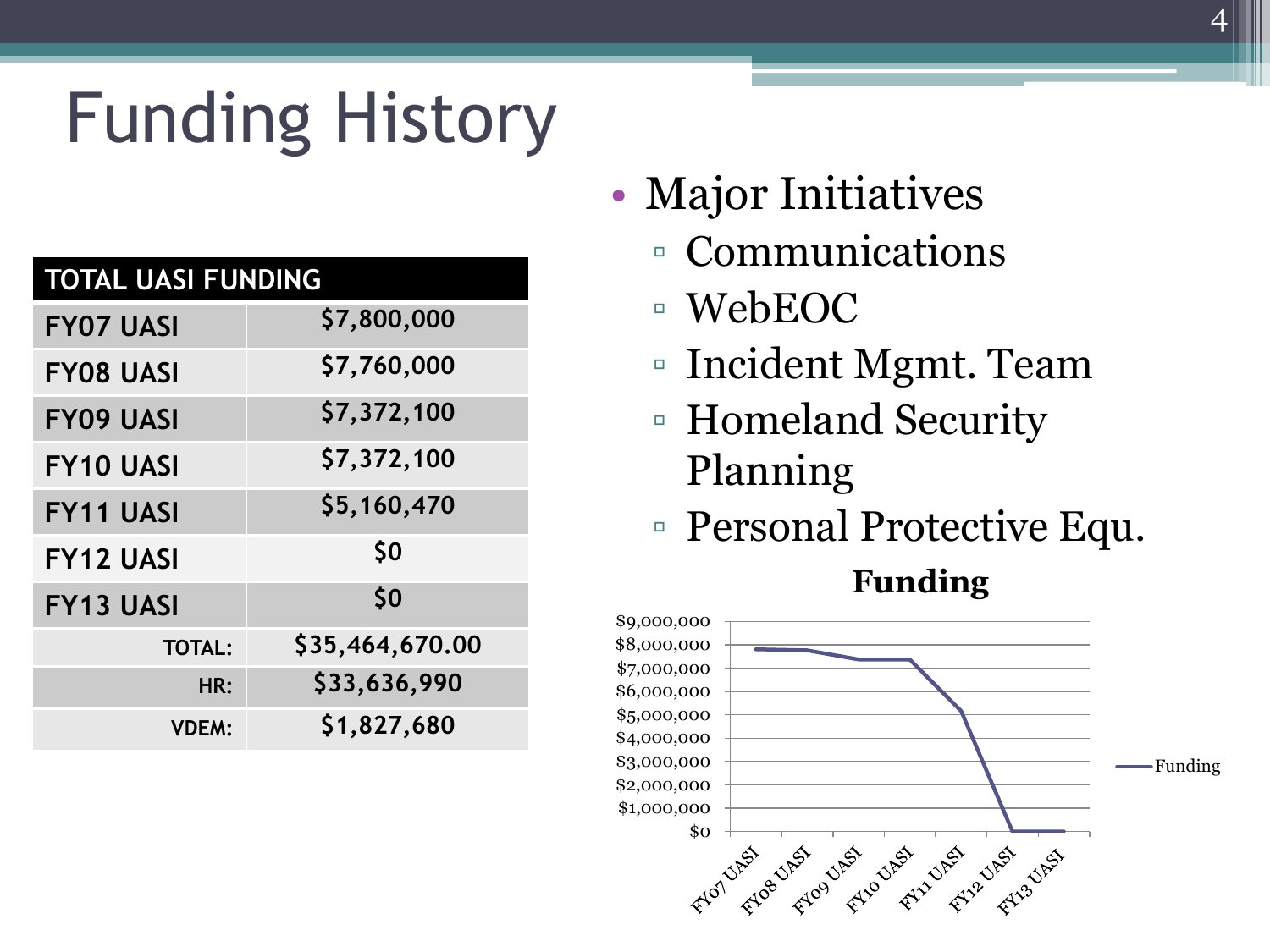# Funding History

| TOTAL UASI FUNDING | |
|---|---|
| FY07 UASI | $7,800,000 |
| FY08 UASI | $7,760,000 |
| FY09 UASI | $7,372,100 |
| FY10 UASI | $7,372,100 |
| FY11 UASI | $5,160,470 |
| FY12 UASI | $0 |
| FY13 UASI | $0 |
| TOTAL: | $35,464,670.00 |
| HR: | $33,636,990 |
| VDEM: | $1,827,680 |

- Major Initiatives
  - Communications
  - WebEOC
  - Incident Mgmt. Team
  - Homeland Security Planning
  - Personal Protective Equ.

**Funding**

| Fiscal Year | Funding |
|---|---|
| FY07 UASI | $7,800,000 |
| FY08 UASI | $7,760,000 |
| FY09 UASI | $7,372,100 |
| FY10 UASI | $7,372,100 |
| FY11 UASI | $5,160,470 |
| FY12 UASI | $0 |
| FY13 UASI | $0 |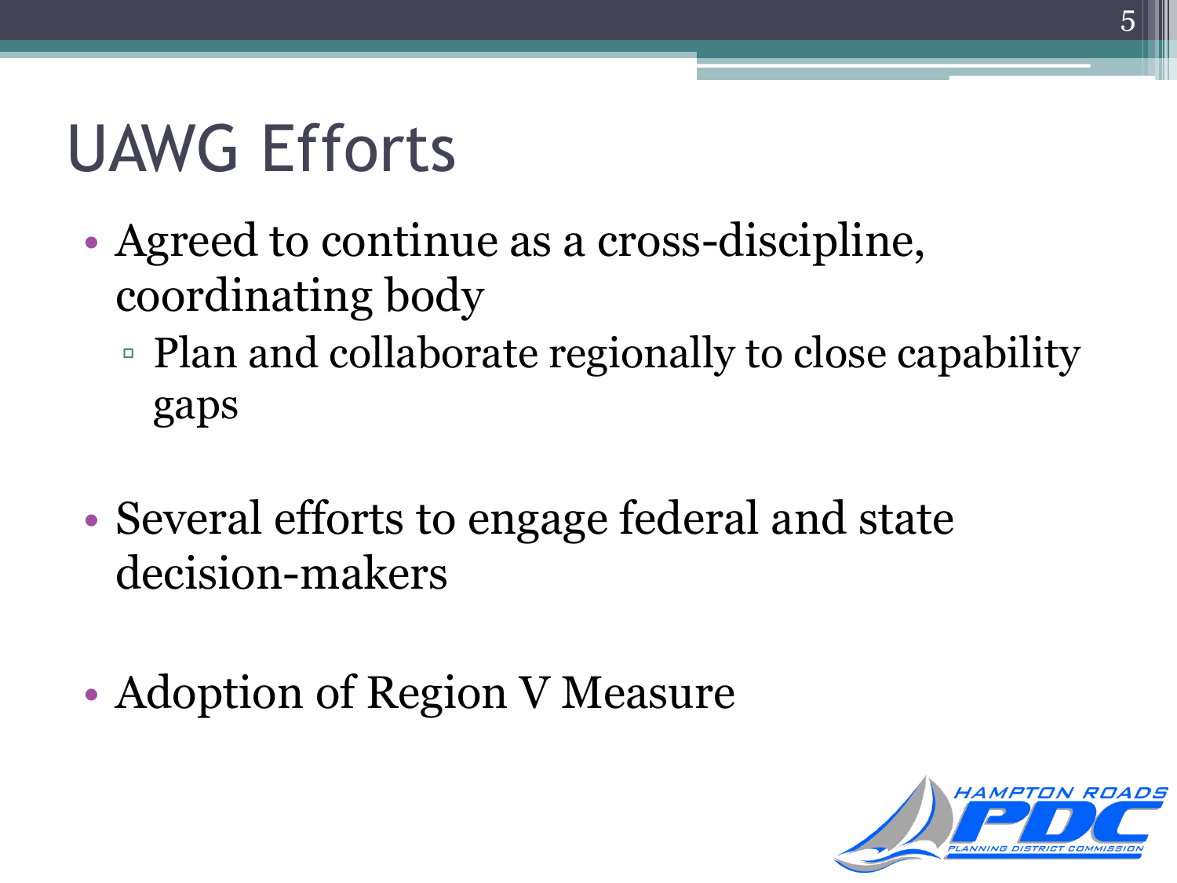# UAWG Efforts

- Agreed to continue as a cross-discipline, coordinating body
  - Plan and collaborate regionally to close capability gaps
- Several efforts to engage federal and state decision-makers
- Adoption of Region V Measure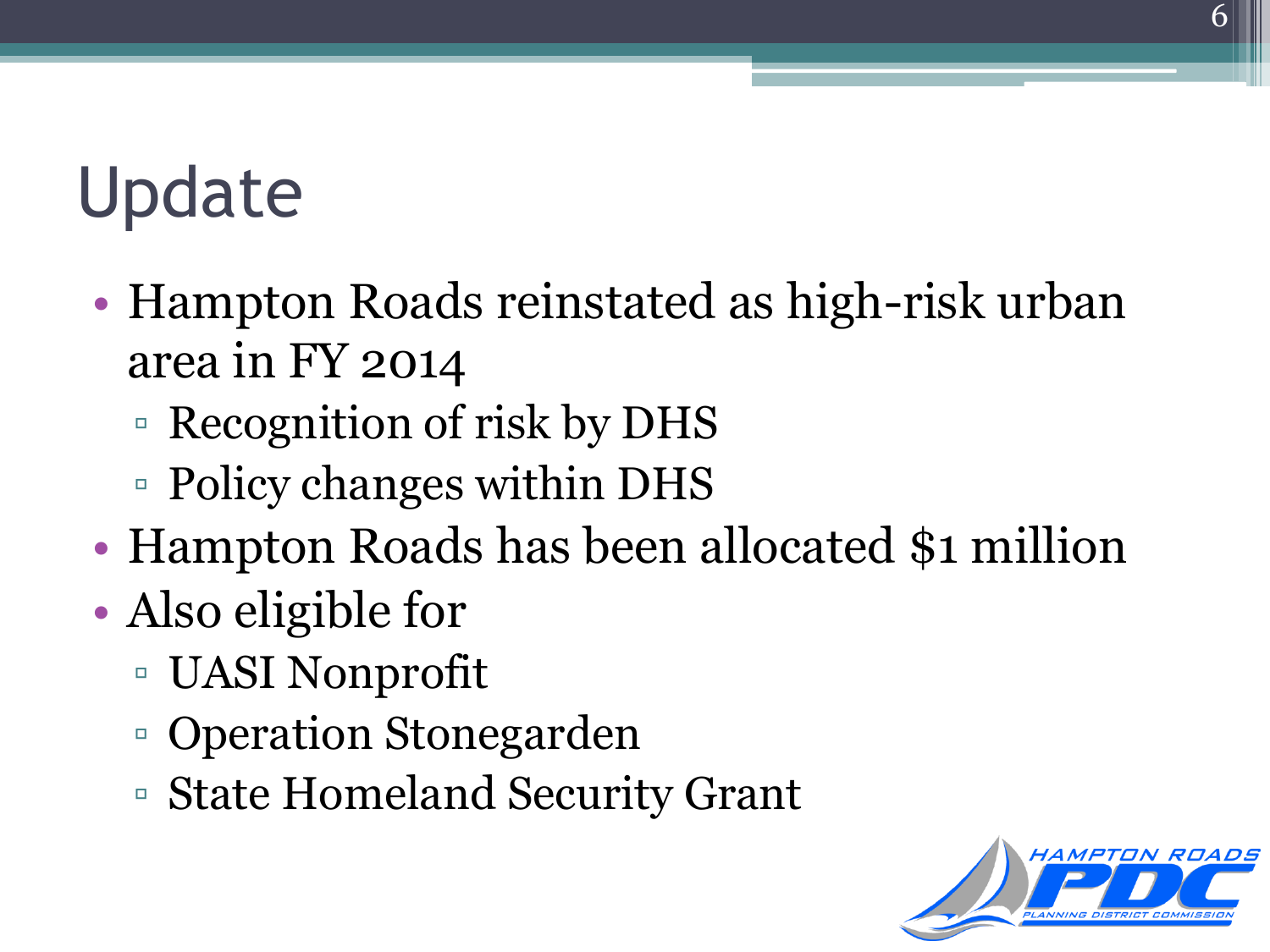# Update

- Hampton Roads reinstated as high-risk urban area in FY 2014
  - Recognition of risk by DHS
  - Policy changes within DHS
- Hampton Roads has been allocated $1 million
- Also eligible for
  - UASI Nonprofit
  - Operation Stonegarden
  - State Homeland Security Grant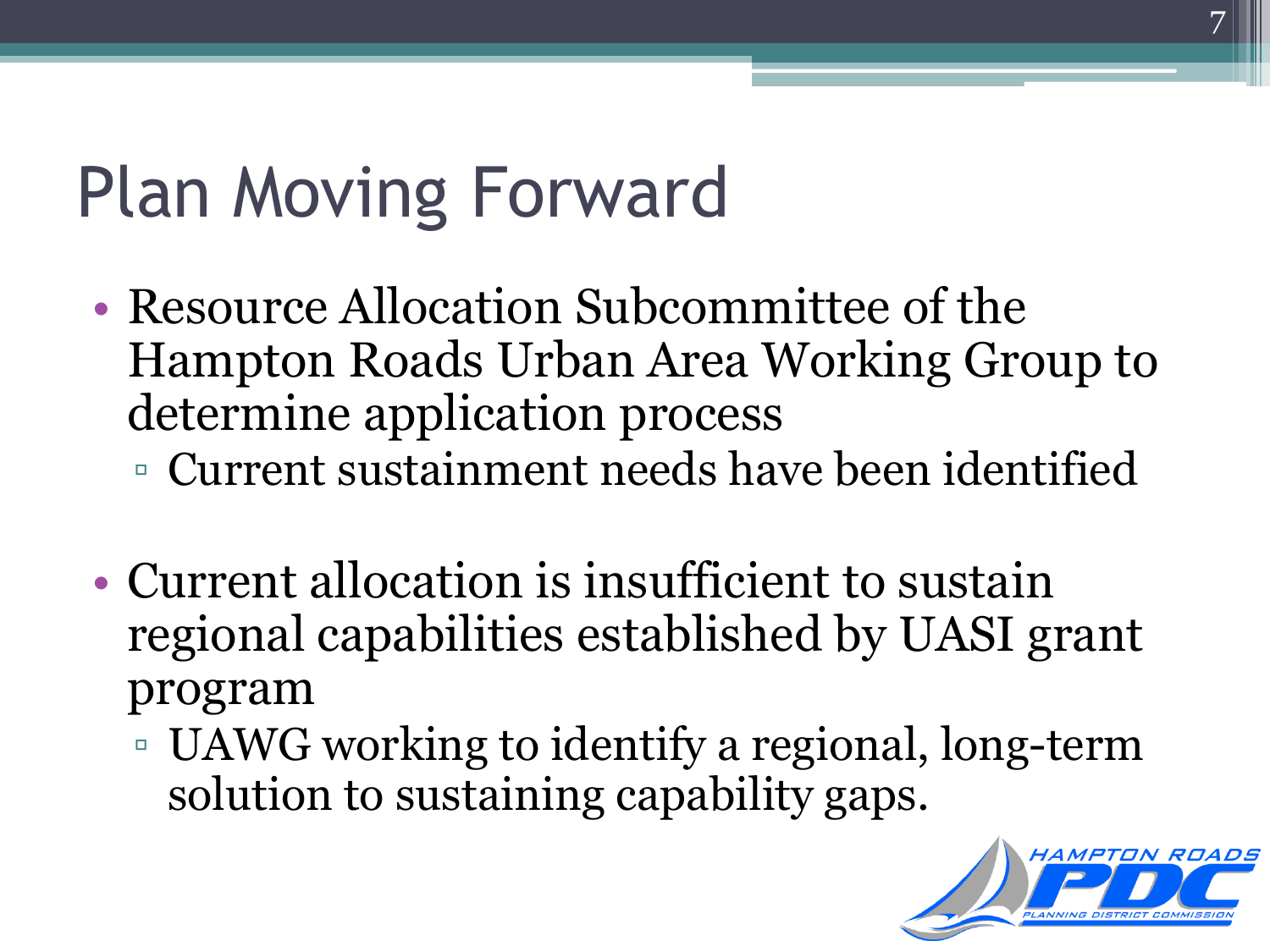# Plan Moving Forward

- Resource Allocation Subcommittee of the Hampton Roads Urban Area Working Group to determine application process
  - Current sustainment needs have been identified

- Current allocation is insufficient to sustain regional capabilities established by UASI grant program
  - UAWG working to identify a regional, long-term solution to sustaining capability gaps.